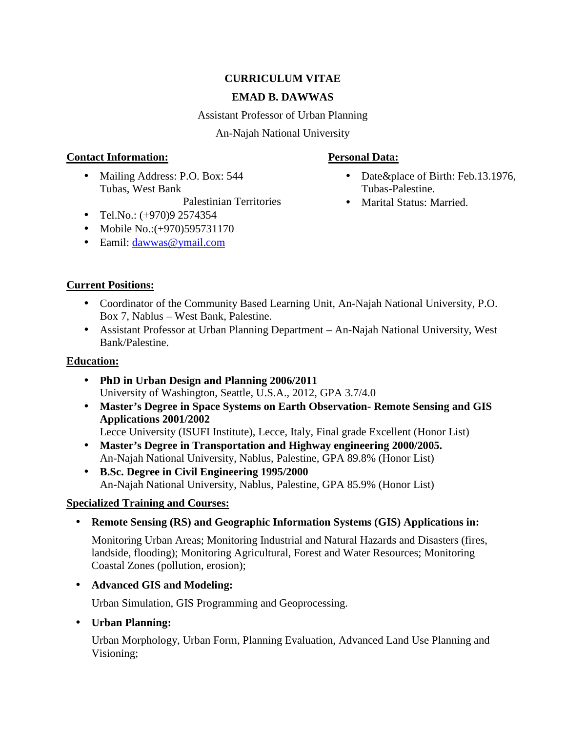# CURRICULUM VITAE

## EMAD B. DAWWAS

Assistant Professor of Urban Planning

An-Najah National University

**Contact Information:**

- Mailing Address: P.O. Box: 544 Tubas, West Bank
  Palestinian Territories
- Tel.No.: (+970)9 2574354
- Mobile No.:(+970)595731170
- Eamil: dawwas@ymail.com

**Personal Data:**

- Date&place of Birth: Feb.13.1976, Tubas-Palestine.
- Marital Status: Married.

**Current Positions:**

- Coordinator of the Community Based Learning Unit, An-Najah National University, P.O. Box 7, Nablus – West Bank, Palestine.
- Assistant Professor at Urban Planning Department – An-Najah National University, West Bank/Palestine.

**Education:**

- **PhD in Urban Design and Planning 2006/2011**
  University of Washington, Seattle, U.S.A., 2012, GPA 3.7/4.0
- **Master's Degree in Space Systems on Earth Observation- Remote Sensing and GIS Applications 2001/2002**
  Lecce University (ISUFI Institute), Lecce, Italy, Final grade Excellent (Honor List)
- **Master's Degree in Transportation and Highway engineering 2000/2005.**
  An-Najah National University, Nablus, Palestine, GPA 89.8% (Honor List)
- **B.Sc. Degree in Civil Engineering 1995/2000**
  An-Najah National University, Nablus, Palestine, GPA 85.9% (Honor List)

**Specialized Training and Courses:**

- **Remote Sensing (RS) and Geographic Information Systems (GIS) Applications in:**

  Monitoring Urban Areas; Monitoring Industrial and Natural Hazards and Disasters (fires, landside, flooding); Monitoring Agricultural, Forest and Water Resources; Monitoring Coastal Zones (pollution, erosion);

- **Advanced GIS and Modeling:**

  Urban Simulation, GIS Programming and Geoprocessing.

- **Urban Planning:**

  Urban Morphology, Urban Form, Planning Evaluation, Advanced Land Use Planning and Visioning;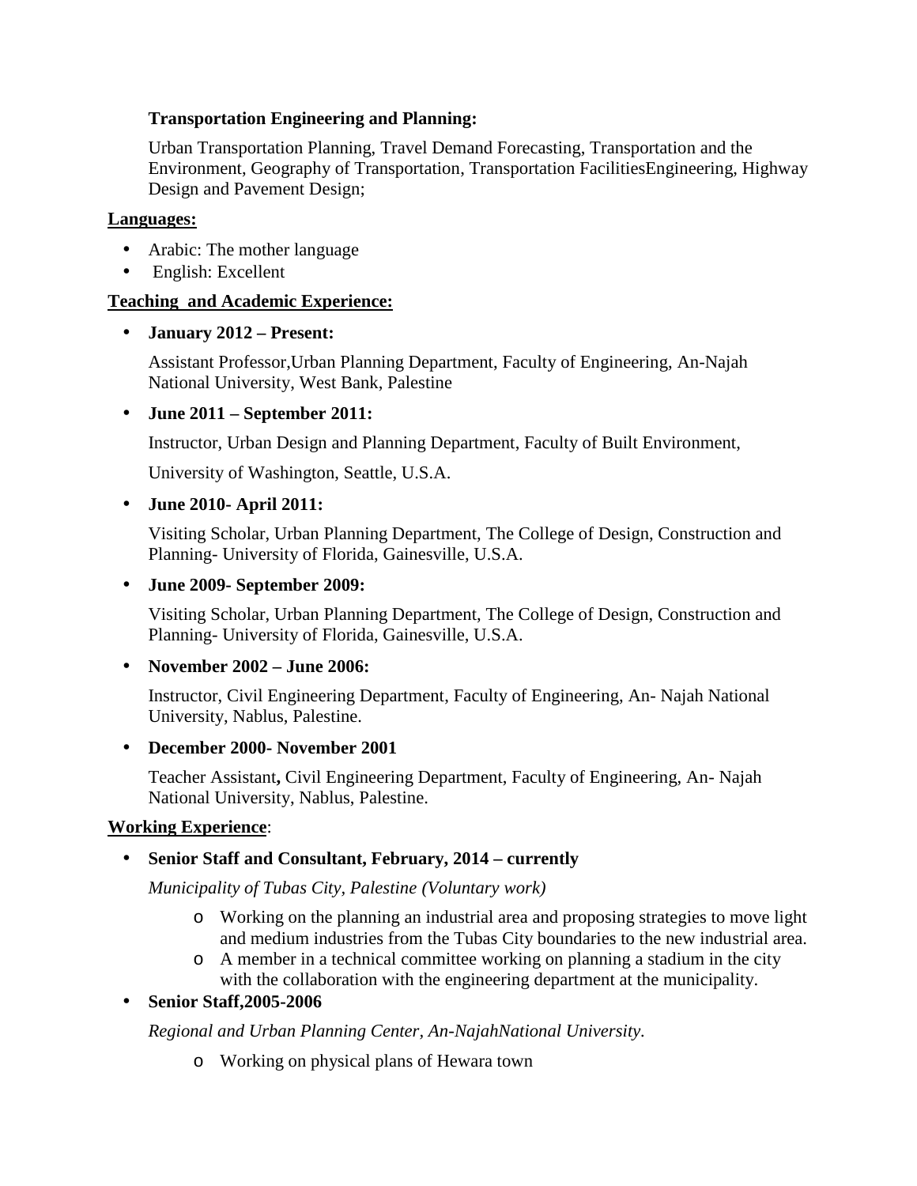**Transportation Engineering and Planning:**

Urban Transportation Planning, Travel Demand Forecasting, Transportation and the Environment, Geography of Transportation, Transportation FacilitiesEngineering, Highway Design and Pavement Design;

**Languages:**

- Arabic: The mother language
- English: Excellent

**Teaching and Academic Experience:**

- **January 2012 – Present:**

  Assistant Professor,Urban Planning Department, Faculty of Engineering, An-Najah National University, West Bank, Palestine

- **June 2011 – September 2011:**

  Instructor, Urban Design and Planning Department, Faculty of Built Environment,

  University of Washington, Seattle, U.S.A.

- **June 2010- April 2011:**

  Visiting Scholar, Urban Planning Department, The College of Design, Construction and Planning- University of Florida, Gainesville, U.S.A.

- **June 2009- September 2009:**

  Visiting Scholar, Urban Planning Department, The College of Design, Construction and Planning- University of Florida, Gainesville, U.S.A.

- **November 2002 – June 2006:**

  Instructor, Civil Engineering Department, Faculty of Engineering, An- Najah National University, Nablus, Palestine.

- **December 2000- November 2001**

  Teacher Assistant**,** Civil Engineering Department, Faculty of Engineering, An- Najah National University, Nablus, Palestine.

**Working Experience**:

- **Senior Staff and Consultant, February, 2014 – currently**

  *Municipality of Tubas City, Palestine (Voluntary work)*

  - Working on the planning an industrial area and proposing strategies to move light and medium industries from the Tubas City boundaries to the new industrial area.
  - A member in a technical committee working on planning a stadium in the city with the collaboration with the engineering department at the municipality.

- **Senior Staff,2005-2006**

  *Regional and Urban Planning Center, An-NajahNational University.*

  - Working on physical plans of Hewara town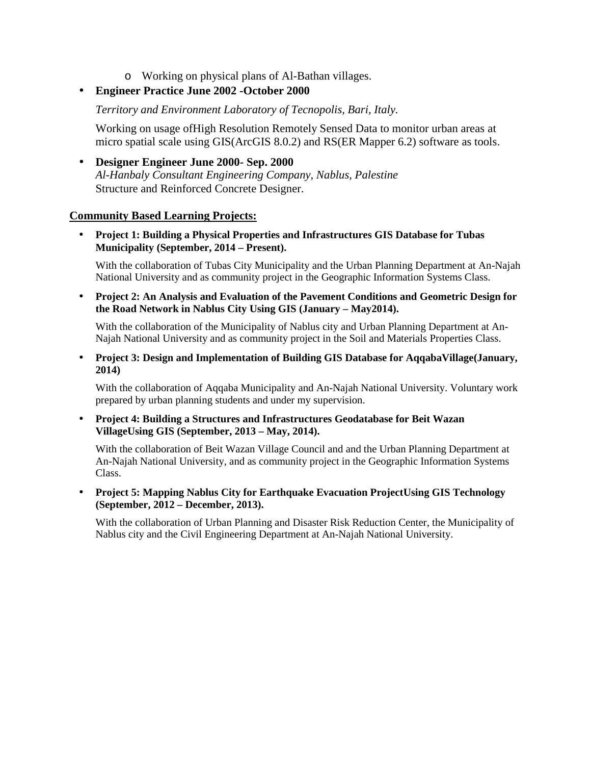- Working on physical plans of Al-Bathan villages.

- **Engineer Practice June 2002 -October 2000**

  *Territory and Environment Laboratory of Tecnopolis, Bari, Italy.*

  Working on usage ofHigh Resolution Remotely Sensed Data to monitor urban areas at micro spatial scale using GIS(ArcGIS 8.0.2) and RS(ER Mapper 6.2) software as tools.

- **Designer Engineer June 2000- Sep. 2000**
  *Al-Hanbaly Consultant Engineering Company, Nablus, Palestine*
  Structure and Reinforced Concrete Designer.

## Community Based Learning Projects:

- **Project 1: Building a Physical Properties and Infrastructures GIS Database for Tubas Municipality (September, 2014 – Present).**

  With the collaboration of Tubas City Municipality and the Urban Planning Department at An-Najah National University and as community project in the Geographic Information Systems Class.

- **Project 2: An Analysis and Evaluation of the Pavement Conditions and Geometric Design for the Road Network in Nablus City Using GIS (January – May2014).**

  With the collaboration of the Municipality of Nablus city and Urban Planning Department at An-Najah National University and as community project in the Soil and Materials Properties Class.

- **Project 3: Design and Implementation of Building GIS Database for AqqabaVillage(January, 2014)**

  With the collaboration of Aqqaba Municipality and An-Najah National University. Voluntary work prepared by urban planning students and under my supervision.

- **Project 4: Building a Structures and Infrastructures Geodatabase for Beit Wazan VillageUsing GIS (September, 2013 – May, 2014).**

  With the collaboration of Beit Wazan Village Council and and the Urban Planning Department at An-Najah National University, and as community project in the Geographic Information Systems Class.

- **Project 5: Mapping Nablus City for Earthquake Evacuation ProjectUsing GIS Technology (September, 2012 – December, 2013).**

  With the collaboration of Urban Planning and Disaster Risk Reduction Center, the Municipality of Nablus city and the Civil Engineering Department at An-Najah National University.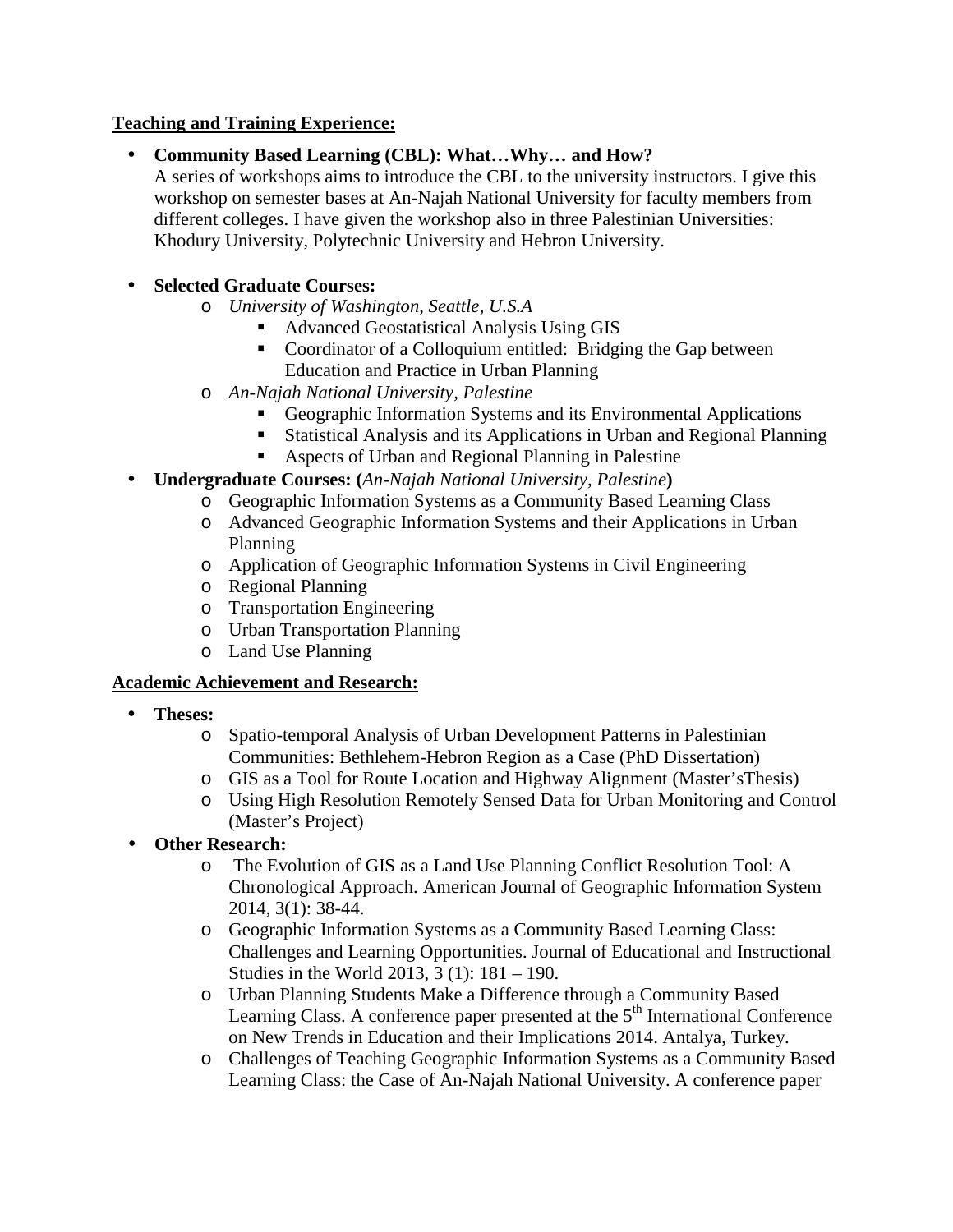**Teaching and Training Experience:**

- **Community Based Learning (CBL): What…Why… and How?**
  A series of workshops aims to introduce the CBL to the university instructors. I give this workshop on semester bases at An-Najah National University for faculty members from different colleges. I have given the workshop also in three Palestinian Universities: Khodury University, Polytechnic University and Hebron University.

- **Selected Graduate Courses:**
  - *University of Washington, Seattle, U.S.A*
    - Advanced Geostatistical Analysis Using GIS
    - Coordinator of a Colloquium entitled: Bridging the Gap between Education and Practice in Urban Planning
  - *An-Najah National University, Palestine*
    - Geographic Information Systems and its Environmental Applications
    - Statistical Analysis and its Applications in Urban and Regional Planning
    - Aspects of Urban and Regional Planning in Palestine
- **Undergraduate Courses: (***An-Najah National University, Palestine***)**
  - Geographic Information Systems as a Community Based Learning Class
  - Advanced Geographic Information Systems and their Applications in Urban Planning
  - Application of Geographic Information Systems in Civil Engineering
  - Regional Planning
  - Transportation Engineering
  - Urban Transportation Planning
  - Land Use Planning

**Academic Achievement and Research:**

- **Theses:**
  - Spatio-temporal Analysis of Urban Development Patterns in Palestinian Communities: Bethlehem-Hebron Region as a Case (PhD Dissertation)
  - GIS as a Tool for Route Location and Highway Alignment (Master'sThesis)
  - Using High Resolution Remotely Sensed Data for Urban Monitoring and Control (Master's Project)
- **Other Research:**
  - The Evolution of GIS as a Land Use Planning Conflict Resolution Tool: A Chronological Approach. American Journal of Geographic Information System 2014, 3(1): 38-44.
  - Geographic Information Systems as a Community Based Learning Class: Challenges and Learning Opportunities. Journal of Educational and Instructional Studies in the World 2013, 3 (1): 181 – 190.
  - Urban Planning Students Make a Difference through a Community Based Learning Class. A conference paper presented at the 5th International Conference on New Trends in Education and their Implications 2014. Antalya, Turkey.
  - Challenges of Teaching Geographic Information Systems as a Community Based Learning Class: the Case of An-Najah National University. A conference paper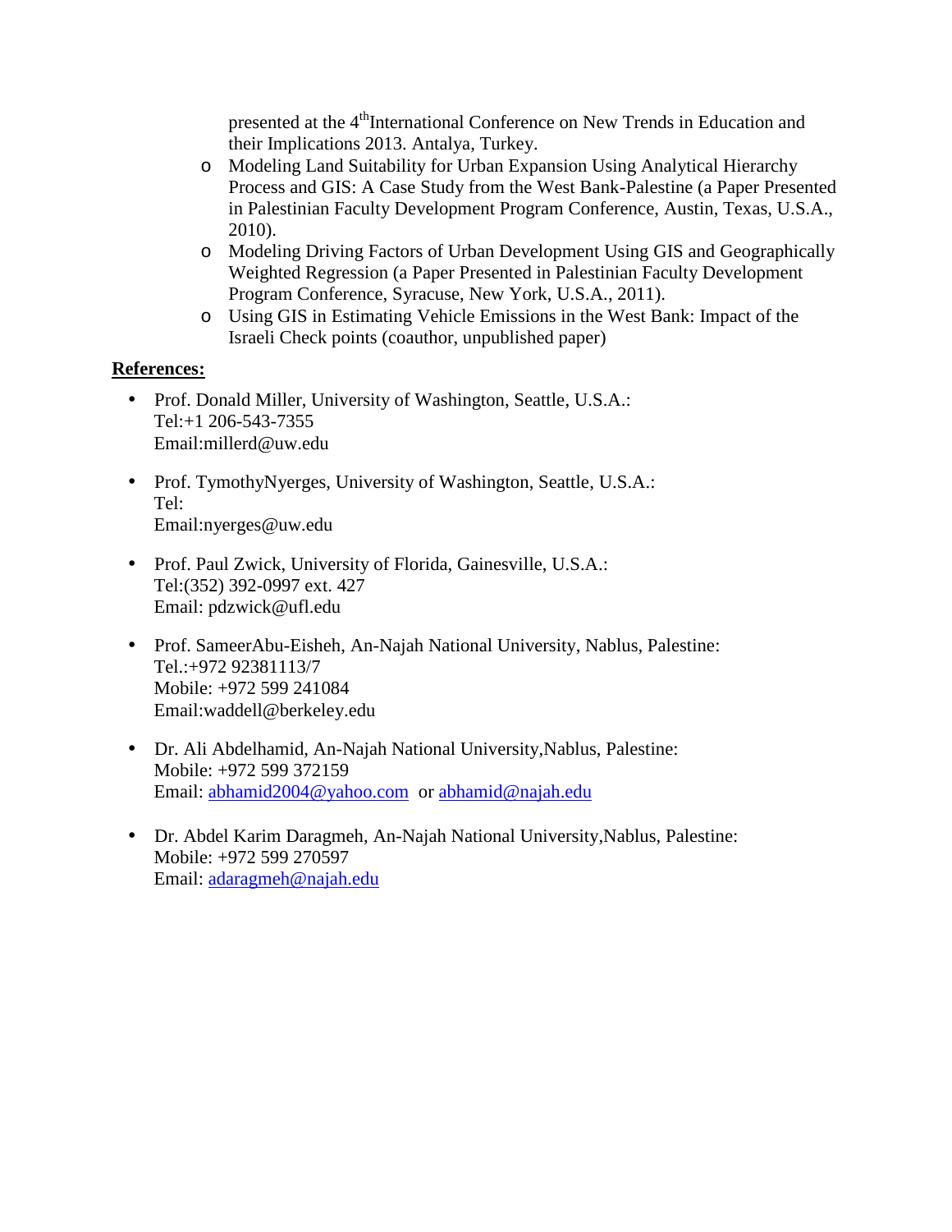presented at the 4th International Conference on New Trends in Education and their Implications 2013. Antalya, Turkey.

- Modeling Land Suitability for Urban Expansion Using Analytical Hierarchy Process and GIS: A Case Study from the West Bank-Palestine (a Paper Presented in Palestinian Faculty Development Program Conference, Austin, Texas, U.S.A., 2010).
- Modeling Driving Factors of Urban Development Using GIS and Geographically Weighted Regression (a Paper Presented in Palestinian Faculty Development Program Conference, Syracuse, New York, U.S.A., 2011).
- Using GIS in Estimating Vehicle Emissions in the West Bank: Impact of the Israeli Check points (coauthor, unpublished paper)

**References:**

- Prof. Donald Miller, University of Washington, Seattle, U.S.A.:
  Tel:+1 206-543-7355
  Email:millerd@uw.edu

- Prof. TymothyNyerges, University of Washington, Seattle, U.S.A.:
  Tel:
  Email:nyerges@uw.edu

- Prof. Paul Zwick, University of Florida, Gainesville, U.S.A.:
  Tel:(352) 392-0997 ext. 427
  Email: pdzwick@ufl.edu

- Prof. SameerAbu-Eisheh, An-Najah National University, Nablus, Palestine:
  Tel.:+972 92381113/7
  Mobile: +972 599 241084
  Email:waddell@berkeley.edu

- Dr. Ali Abdelhamid, An-Najah National University,Nablus, Palestine:
  Mobile: +972 599 372159
  Email: abhamid2004@yahoo.com or abhamid@najah.edu

- Dr. Abdel Karim Daragmeh, An-Najah National University,Nablus, Palestine:
  Mobile: +972 599 270597
  Email: adaragmeh@najah.edu